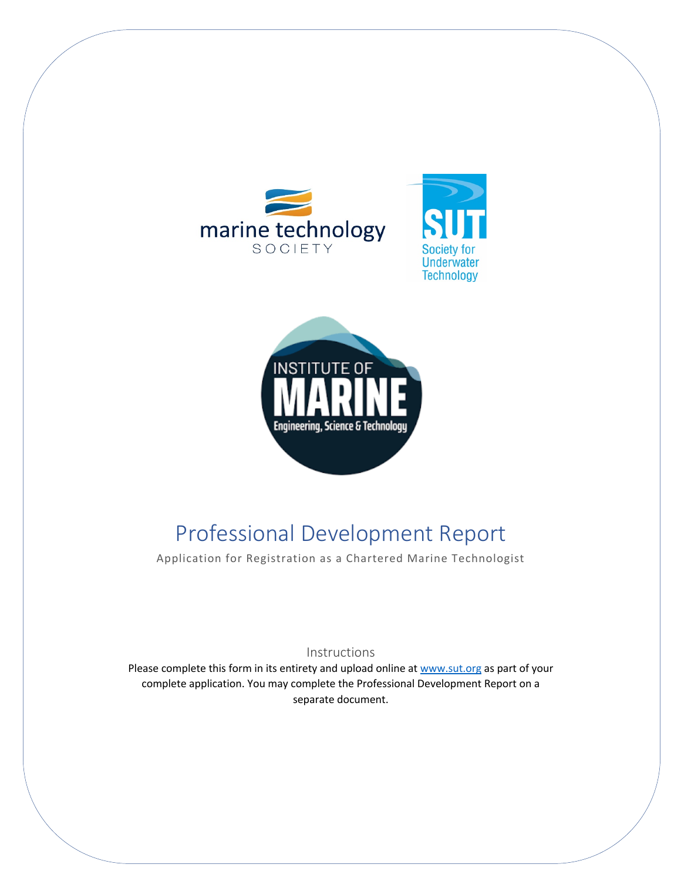# Professional Development Report

Application for Registration as a Chartered Marine Technologist

## Instructions

Please complete this form in its entirety and upload online at www.sut.org as part of your complete application. You may complete the Professional Development Report on a separate document.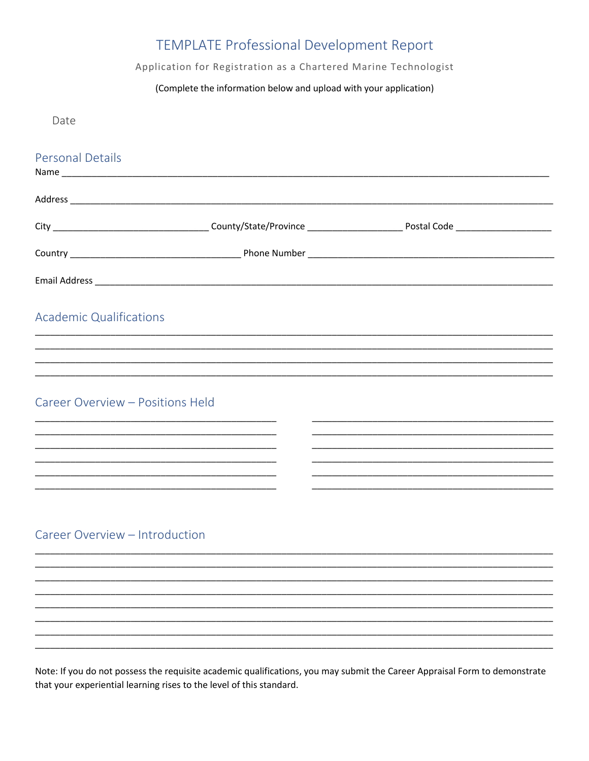# TEMPLATE Professional Development Report

Application for Registration as a Chartered Marine Technologist

(Complete the information below and upload with your application)

Date

## Personal Details

Name ___________________________________________________________________________________

Address _________________________________________________________________________________

City _____________________________ County/State/Province __________________ Postal Code __________________

Country ________________________________ Phone Number ______________________________________________

Email Address _____________________________________________________________________________

## Academic Qualifications

_____________________________________________________________________________________________

_____________________________________________________________________________________________

_____________________________________________________________________________________________

_____________________________________________________________________________________________

## Career Overview – Positions Held

_____________________________________________ _____________________________________________

_____________________________________________ _____________________________________________

_____________________________________________ _____________________________________________

_____________________________________________ _____________________________________________

_____________________________________________ _____________________________________________

_____________________________________________ _____________________________________________

## Career Overview – Introduction

_____________________________________________________________________________________________

_____________________________________________________________________________________________

_____________________________________________________________________________________________

_____________________________________________________________________________________________

_____________________________________________________________________________________________

_____________________________________________________________________________________________

_____________________________________________________________________________________________

_____________________________________________________________________________________________

Note: If you do not possess the requisite academic qualifications, you may submit the Career Appraisal Form to demonstrate that your experiential learning rises to the level of this standard.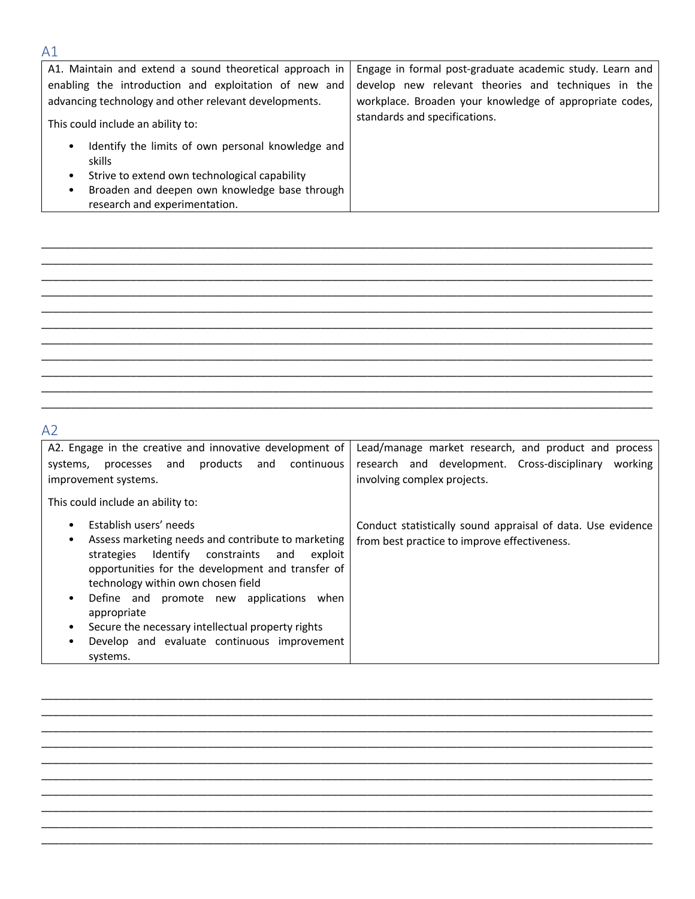## A1

| A1. Maintain and extend a sound theoretical approach in enabling the introduction and exploitation of new and advancing technology and other relevant developments.<br><br>This could include an ability to:<br><ul><li>Identify the limits of own personal knowledge and skills</li><li>Strive to extend own technological capability</li><li>Broaden and deepen own knowledge base through research and experimentation.</li></ul> | Engage in formal post-graduate academic study. Learn and develop new relevant theories and techniques in the workplace. Broaden your knowledge of appropriate codes, standards and specifications. |
|---|---|

___________________________________________________________________________________________
___________________________________________________________________________________________
___________________________________________________________________________________________
___________________________________________________________________________________________
___________________________________________________________________________________________
___________________________________________________________________________________________
___________________________________________________________________________________________
___________________________________________________________________________________________
___________________________________________________________________________________________
___________________________________________________________________________________________
___________________________________________________________________________________________

## A2

| A2. Engage in the creative and innovative development of systems, processes and products and continuous improvement systems.<br><br>This could include an ability to:<br><ul><li>Establish users' needs</li><li>Assess marketing needs and contribute to marketing strategies Identify constraints and exploit opportunities for the development and transfer of technology within own chosen field</li><li>Define and promote new applications when appropriate</li><li>Secure the necessary intellectual property rights</li><li>Develop and evaluate continuous improvement systems.</li></ul> | Lead/manage market research, and product and process research and development. Cross-disciplinary working involving complex projects.<br><br>Conduct statistically sound appraisal of data. Use evidence from best practice to improve effectiveness. |
|---|---|

___________________________________________________________________________________________
___________________________________________________________________________________________
___________________________________________________________________________________________
___________________________________________________________________________________________
___________________________________________________________________________________________
___________________________________________________________________________________________
___________________________________________________________________________________________
___________________________________________________________________________________________
___________________________________________________________________________________________
___________________________________________________________________________________________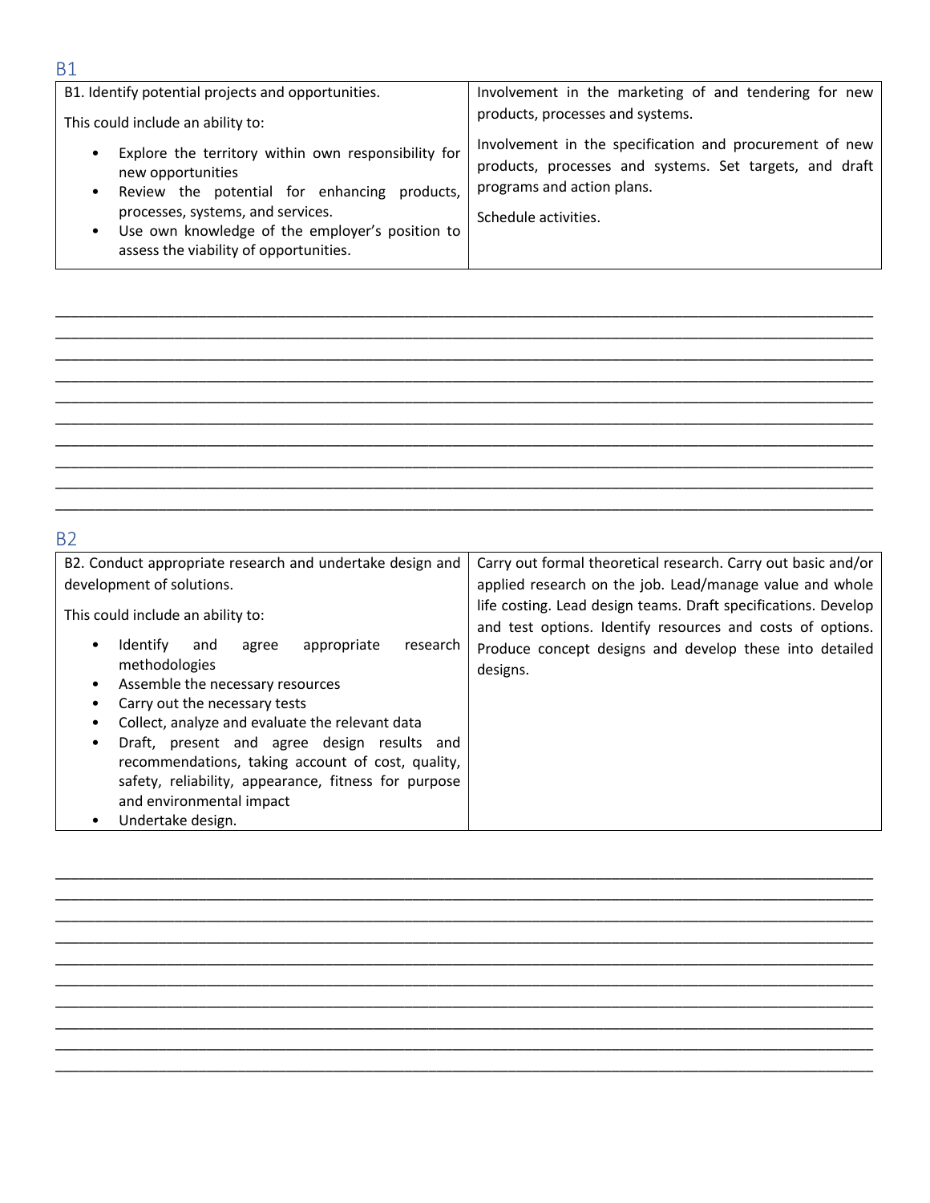## B1

| B1. Identify potential projects and opportunities.<br><br>This could include an ability to:<br><br>• Explore the territory within own responsibility for new opportunities<br>• Review the potential for enhancing products, processes, systems, and services.<br>• Use own knowledge of the employer's position to assess the viability of opportunities. | Involvement in the marketing of and tendering for new products, processes and systems.<br><br>Involvement in the specification and procurement of new products, processes and systems. Set targets, and draft programs and action plans.<br><br>Schedule activities. |
|---|---|

______________________________________________________________________________
______________________________________________________________________________
______________________________________________________________________________
______________________________________________________________________________
______________________________________________________________________________
______________________________________________________________________________
______________________________________________________________________________
______________________________________________________________________________
______________________________________________________________________________
______________________________________________________________________________

## B2

| B2. Conduct appropriate research and undertake design and development of solutions.<br><br>This could include an ability to:<br><br>• Identify and agree appropriate research methodologies<br>• Assemble the necessary resources<br>• Carry out the necessary tests<br>• Collect, analyze and evaluate the relevant data<br>• Draft, present and agree design results and recommendations, taking account of cost, quality, safety, reliability, appearance, fitness for purpose and environmental impact<br>• Undertake design. | Carry out formal theoretical research. Carry out basic and/or applied research on the job. Lead/manage value and whole life costing. Lead design teams. Draft specifications. Develop and test options. Identify resources and costs of options. Produce concept designs and develop these into detailed designs. |
|---|---|

______________________________________________________________________________
______________________________________________________________________________
______________________________________________________________________________
______________________________________________________________________________
______________________________________________________________________________
______________________________________________________________________________
______________________________________________________________________________
______________________________________________________________________________
______________________________________________________________________________
______________________________________________________________________________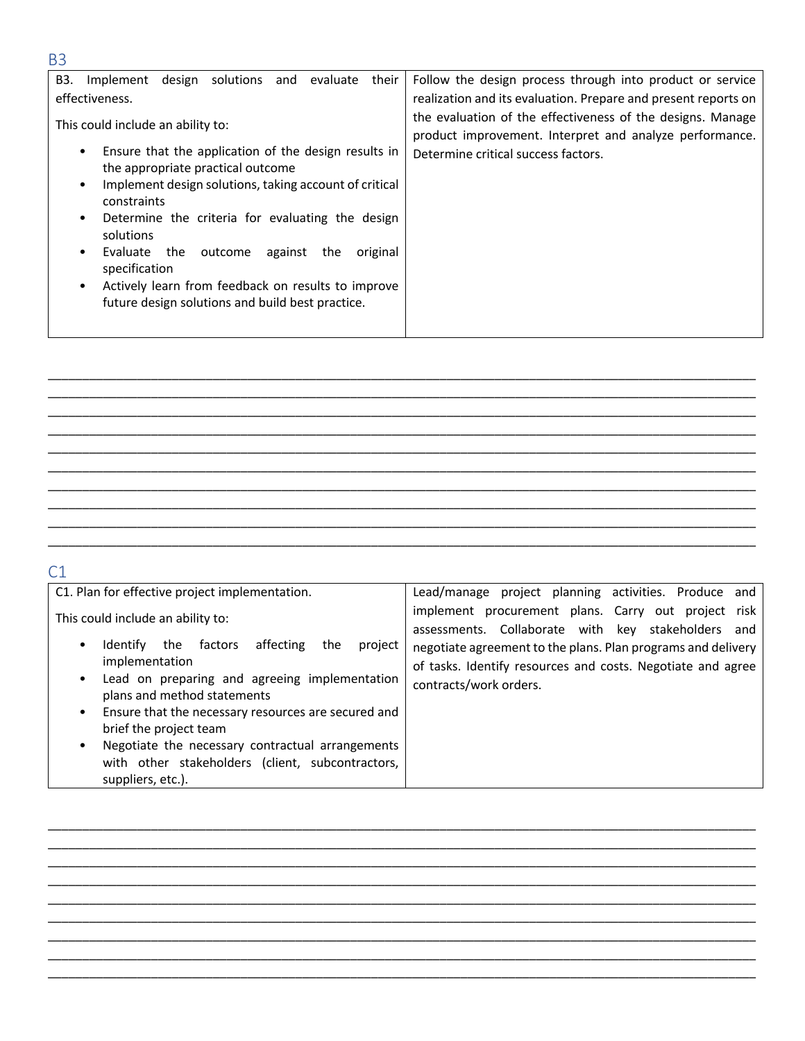## B3

| B3. Implement design solutions and evaluate their effectiveness.<br><br>This could include an ability to:<br><ul><li>Ensure that the application of the design results in the appropriate practical outcome</li><li>Implement design solutions, taking account of critical constraints</li><li>Determine the criteria for evaluating the design solutions</li><li>Evaluate the outcome against the original specification</li><li>Actively learn from feedback on results to improve future design solutions and build best practice.</li></ul> | Follow the design process through into product or service realization and its evaluation. Prepare and present reports on the evaluation of the effectiveness of the designs. Manage product improvement. Interpret and analyze performance. Determine critical success factors. |
|---|---|

______________________________________________________________________________________________
______________________________________________________________________________________________
______________________________________________________________________________________________
______________________________________________________________________________________________
______________________________________________________________________________________________
______________________________________________________________________________________________
______________________________________________________________________________________________
______________________________________________________________________________________________
______________________________________________________________________________________________
______________________________________________________________________________________________

## C1

| C1. Plan for effective project implementation.<br><br>This could include an ability to:<br><ul><li>Identify the factors affecting the project implementation</li><li>Lead on preparing and agreeing implementation plans and method statements</li><li>Ensure that the necessary resources are secured and brief the project team</li><li>Negotiate the necessary contractual arrangements with other stakeholders (client, subcontractors, suppliers, etc.).</li></ul> | Lead/manage project planning activities. Produce and implement procurement plans. Carry out project risk assessments. Collaborate with key stakeholders and negotiate agreement to the plans. Plan programs and delivery of tasks. Identify resources and costs. Negotiate and agree contracts/work orders. |
|---|---|

______________________________________________________________________________________________
______________________________________________________________________________________________
______________________________________________________________________________________________
______________________________________________________________________________________________
______________________________________________________________________________________________
______________________________________________________________________________________________
______________________________________________________________________________________________
______________________________________________________________________________________________
______________________________________________________________________________________________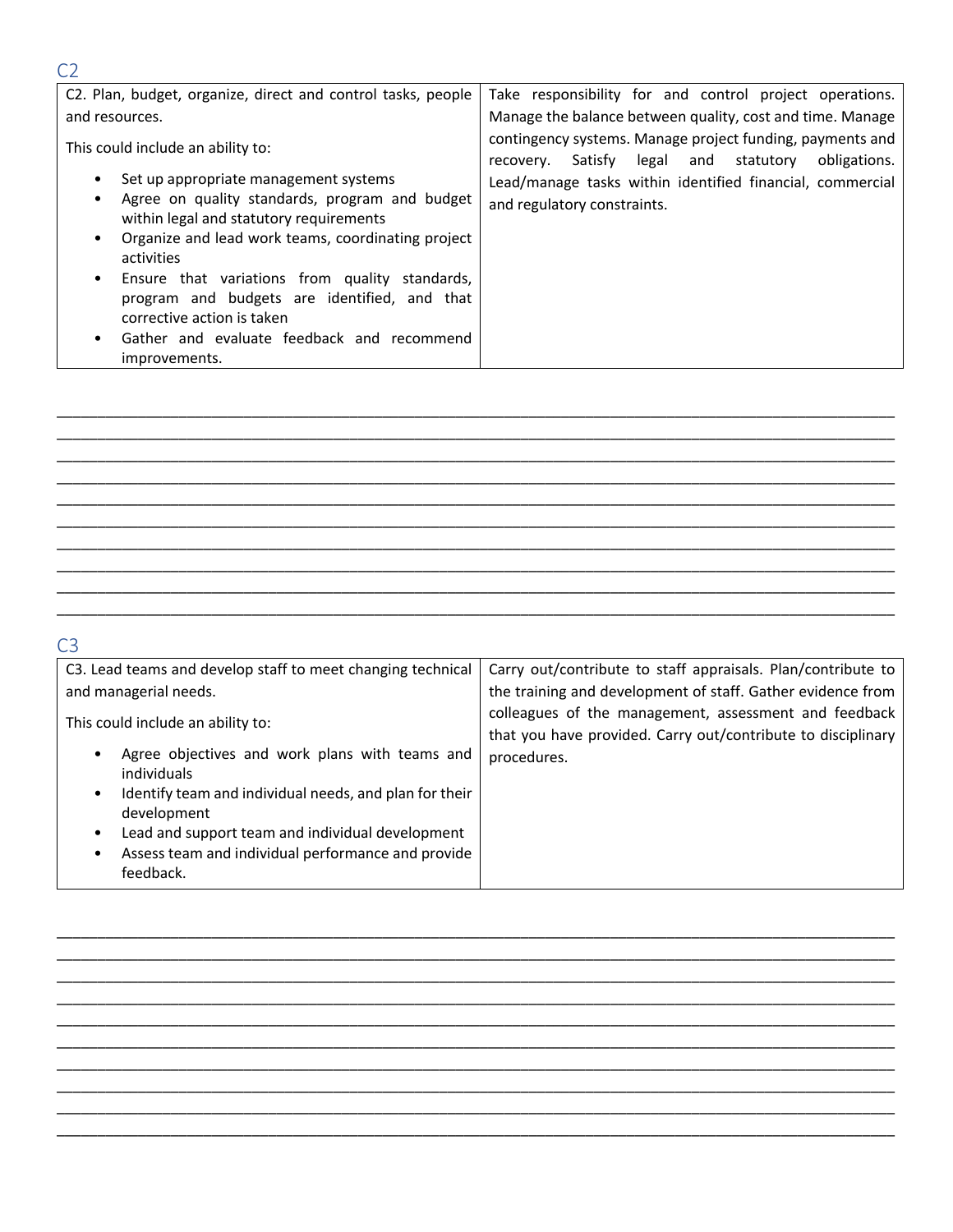## C2

| C2. Plan, budget, organize, direct and control tasks, people and resources.<br><br>This could include an ability to:<br><br>• Set up appropriate management systems<br>• Agree on quality standards, program and budget within legal and statutory requirements<br>• Organize and lead work teams, coordinating project activities<br>• Ensure that variations from quality standards, program and budgets are identified, and that corrective action is taken<br>• Gather and evaluate feedback and recommend improvements. | Take responsibility for and control project operations. Manage the balance between quality, cost and time. Manage contingency systems. Manage project funding, payments and recovery. Satisfy legal and statutory obligations. Lead/manage tasks within identified financial, commercial and regulatory constraints. |
|---|---|

____________________________________________________________________________________________
____________________________________________________________________________________________
____________________________________________________________________________________________
____________________________________________________________________________________________
____________________________________________________________________________________________
____________________________________________________________________________________________
____________________________________________________________________________________________
____________________________________________________________________________________________
____________________________________________________________________________________________
____________________________________________________________________________________________

## C3

| C3. Lead teams and develop staff to meet changing technical and managerial needs.<br><br>This could include an ability to:<br><br>• Agree objectives and work plans with teams and individuals<br>• Identify team and individual needs, and plan for their development<br>• Lead and support team and individual development<br>• Assess team and individual performance and provide feedback. | Carry out/contribute to staff appraisals. Plan/contribute to the training and development of staff. Gather evidence from colleagues of the management, assessment and feedback that you have provided. Carry out/contribute to disciplinary procedures. |
|---|---|

____________________________________________________________________________________________
____________________________________________________________________________________________
____________________________________________________________________________________________
____________________________________________________________________________________________
____________________________________________________________________________________________
____________________________________________________________________________________________
____________________________________________________________________________________________
____________________________________________________________________________________________
____________________________________________________________________________________________
____________________________________________________________________________________________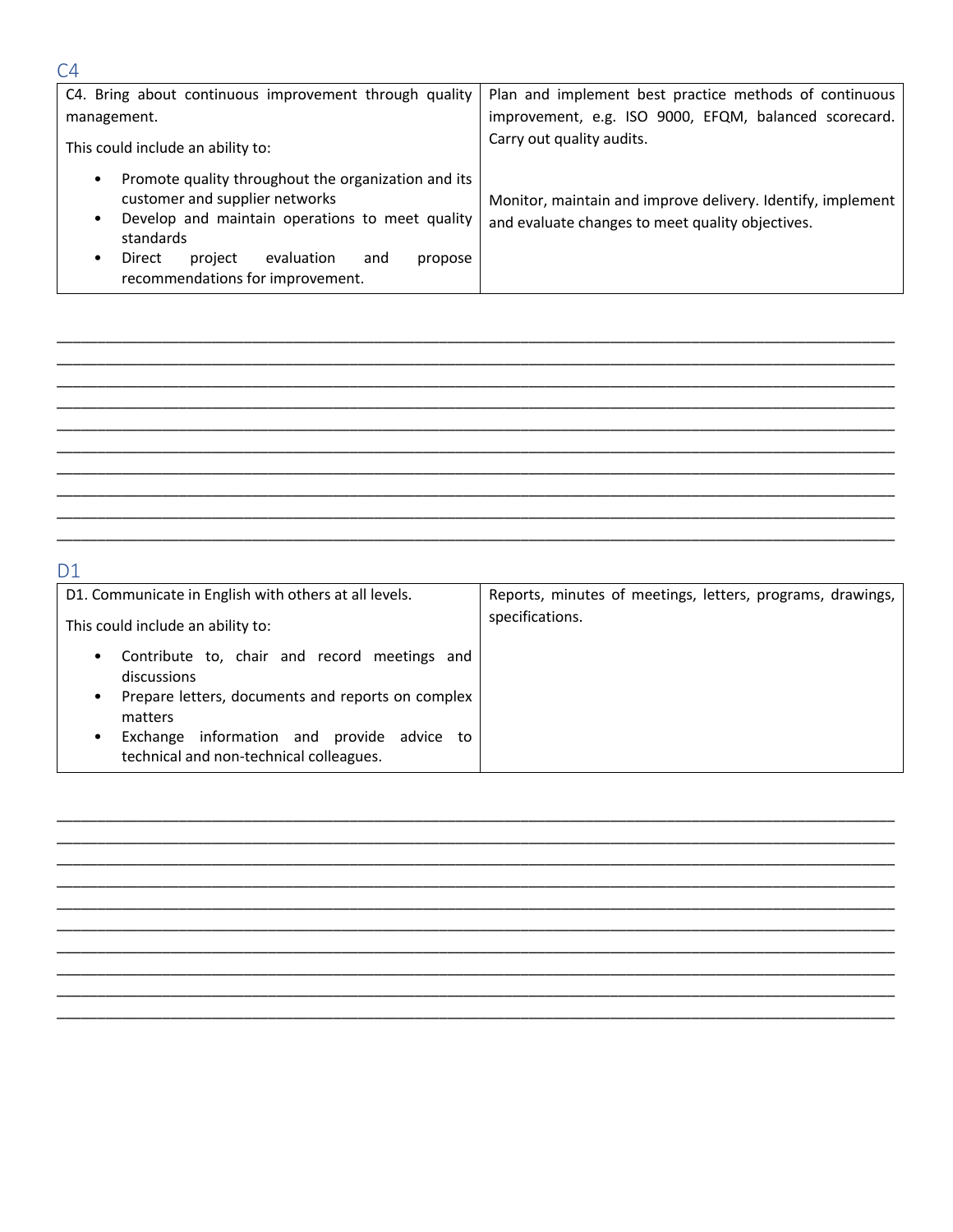## C4

| C4. Bring about continuous improvement through quality management.<br><br>This could include an ability to:<br><br>• Promote quality throughout the organization and its customer and supplier networks<br>• Develop and maintain operations to meet quality standards<br>• Direct project evaluation and propose recommendations for improvement. | Plan and implement best practice methods of continuous improvement, e.g. ISO 9000, EFQM, balanced scorecard. Carry out quality audits.<br><br>Monitor, maintain and improve delivery. Identify, implement and evaluate changes to meet quality objectives. |
|---|---|

____________________________________________________________________________________________________
____________________________________________________________________________________________________
____________________________________________________________________________________________________
____________________________________________________________________________________________________
____________________________________________________________________________________________________
____________________________________________________________________________________________________
____________________________________________________________________________________________________
____________________________________________________________________________________________________
____________________________________________________________________________________________________
____________________________________________________________________________________________________

## D1

| D1. Communicate in English with others at all levels.<br><br>This could include an ability to:<br><br>• Contribute to, chair and record meetings and discussions<br>• Prepare letters, documents and reports on complex matters<br>• Exchange information and provide advice to technical and non-technical colleagues. | Reports, minutes of meetings, letters, programs, drawings, specifications. |
|---|---|

____________________________________________________________________________________________________
____________________________________________________________________________________________________
____________________________________________________________________________________________________
____________________________________________________________________________________________________
____________________________________________________________________________________________________
____________________________________________________________________________________________________
____________________________________________________________________________________________________
____________________________________________________________________________________________________
____________________________________________________________________________________________________
____________________________________________________________________________________________________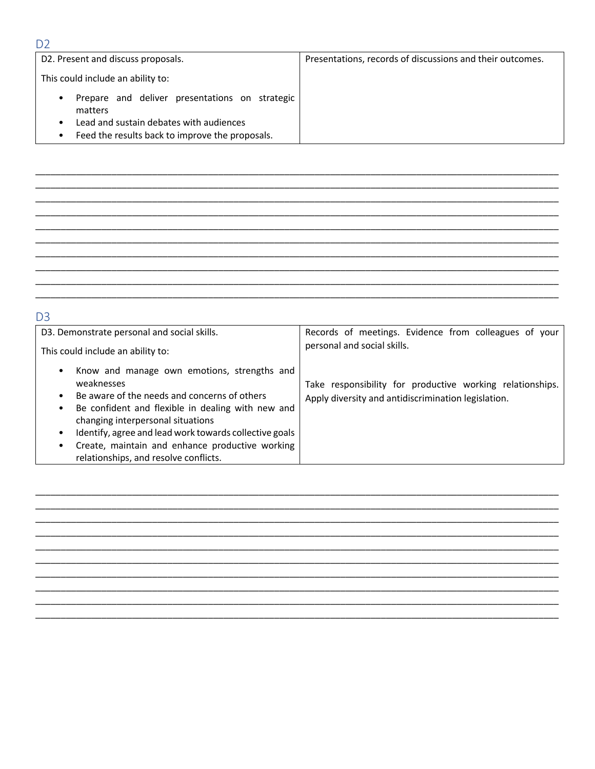## D2

| D2. Present and discuss proposals.<br><br>This could include an ability to:<br><br>• Prepare and deliver presentations on strategic matters<br>• Lead and sustain debates with audiences<br>• Feed the results back to improve the proposals. | Presentations, records of discussions and their outcomes. |
|---|---|

___________________________________________________________________________
___________________________________________________________________________
___________________________________________________________________________
___________________________________________________________________________
___________________________________________________________________________
___________________________________________________________________________
___________________________________________________________________________
___________________________________________________________________________
___________________________________________________________________________
___________________________________________________________________________

## D3

| D3. Demonstrate personal and social skills.<br><br>This could include an ability to:<br><br>• Know and manage own emotions, strengths and weaknesses<br>• Be aware of the needs and concerns of others<br>• Be confident and flexible in dealing with new and changing interpersonal situations<br>• Identify, agree and lead work towards collective goals<br>• Create, maintain and enhance productive working relationships, and resolve conflicts. | Records of meetings. Evidence from colleagues of your personal and social skills.<br><br>Take responsibility for productive working relationships. Apply diversity and antidiscrimination legislation. |
|---|---|

___________________________________________________________________________
___________________________________________________________________________
___________________________________________________________________________
___________________________________________________________________________
___________________________________________________________________________
___________________________________________________________________________
___________________________________________________________________________
___________________________________________________________________________
___________________________________________________________________________
___________________________________________________________________________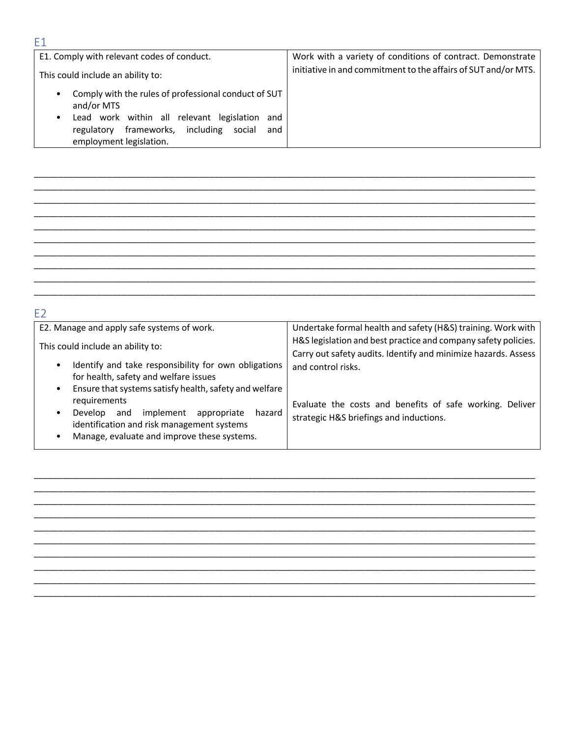## E1

| E1. Comply with relevant codes of conduct.<br><br>This could include an ability to:<br><ul><li>Comply with the rules of professional conduct of SUT and/or MTS</li><li>Lead work within all relevant legislation and regulatory frameworks, including social and employment legislation.</li></ul> | Work with a variety of conditions of contract. Demonstrate initiative in and commitment to the affairs of SUT and/or MTS. |
|---|---|

______________________________________________________________________________________
______________________________________________________________________________________
______________________________________________________________________________________
______________________________________________________________________________________
______________________________________________________________________________________
______________________________________________________________________________________
______________________________________________________________________________________
______________________________________________________________________________________
______________________________________________________________________________________
______________________________________________________________________________________

## E2

| E2. Manage and apply safe systems of work.<br><br>This could include an ability to:<br><ul><li>Identify and take responsibility for own obligations for health, safety and welfare issues</li><li>Ensure that systems satisfy health, safety and welfare requirements</li><li>Develop and implement appropriate hazard identification and risk management systems</li><li>Manage, evaluate and improve these systems.</li></ul> | Undertake formal health and safety (H&S) training. Work with H&S legislation and best practice and company safety policies. Carry out safety audits. Identify and minimize hazards. Assess and control risks.<br><br>Evaluate the costs and benefits of safe working. Deliver strategic H&S briefings and inductions. |
|---|---|

______________________________________________________________________________________
______________________________________________________________________________________
______________________________________________________________________________________
______________________________________________________________________________________
______________________________________________________________________________________
______________________________________________________________________________________
______________________________________________________________________________________
______________________________________________________________________________________
______________________________________________________________________________________
______________________________________________________________________________________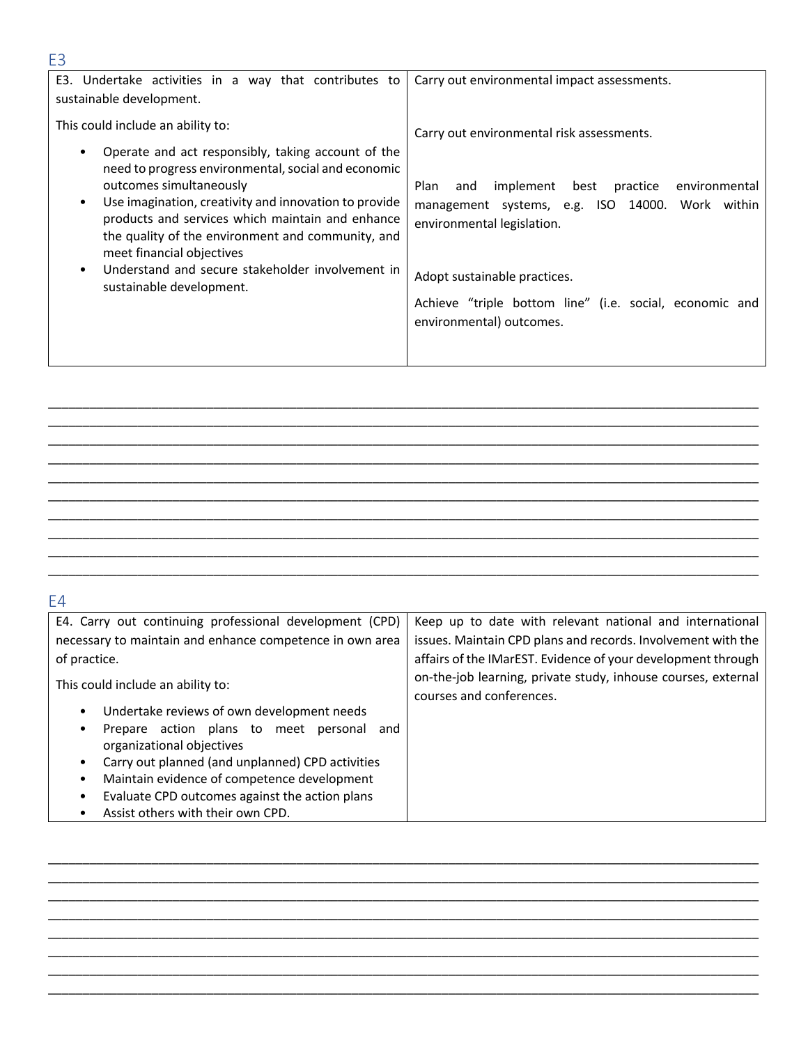## E3

| E3. Undertake activities in a way that contributes to sustainable development. | Carry out environmental impact assessments. |
|---|---|
| This could include an ability to:<br>• Operate and act responsibly, taking account of the need to progress environmental, social and economic outcomes simultaneously<br>• Use imagination, creativity and innovation to provide products and services which maintain and enhance the quality of the environment and community, and meet financial objectives<br>• Understand and secure stakeholder involvement in sustainable development. | Carry out environmental risk assessments.<br><br>Plan and implement best practice environmental management systems, e.g. ISO 14000. Work within environmental legislation.<br><br>Adopt sustainable practices.<br><br>Achieve "triple bottom line" (i.e. social, economic and environmental) outcomes. |

______________________________________________________________________________________
______________________________________________________________________________________
______________________________________________________________________________________
______________________________________________________________________________________
______________________________________________________________________________________
______________________________________________________________________________________
______________________________________________________________________________________
______________________________________________________________________________________
______________________________________________________________________________________
______________________________________________________________________________________

## E4

| E4. Carry out continuing professional development (CPD) necessary to maintain and enhance competence in own area of practice. | Keep up to date with relevant national and international issues. Maintain CPD plans and records. Involvement with the affairs of the IMarEST. Evidence of your development through on-the-job learning, private study, inhouse courses, external courses and conferences. |
|---|---|
| This could include an ability to:<br>• Undertake reviews of own development needs<br>• Prepare action plans to meet personal and organizational objectives<br>• Carry out planned (and unplanned) CPD activities<br>• Maintain evidence of competence development<br>• Evaluate CPD outcomes against the action plans<br>• Assist others with their own CPD. | |

______________________________________________________________________________________
______________________________________________________________________________________
______________________________________________________________________________________
______________________________________________________________________________________
______________________________________________________________________________________
______________________________________________________________________________________
______________________________________________________________________________________
______________________________________________________________________________________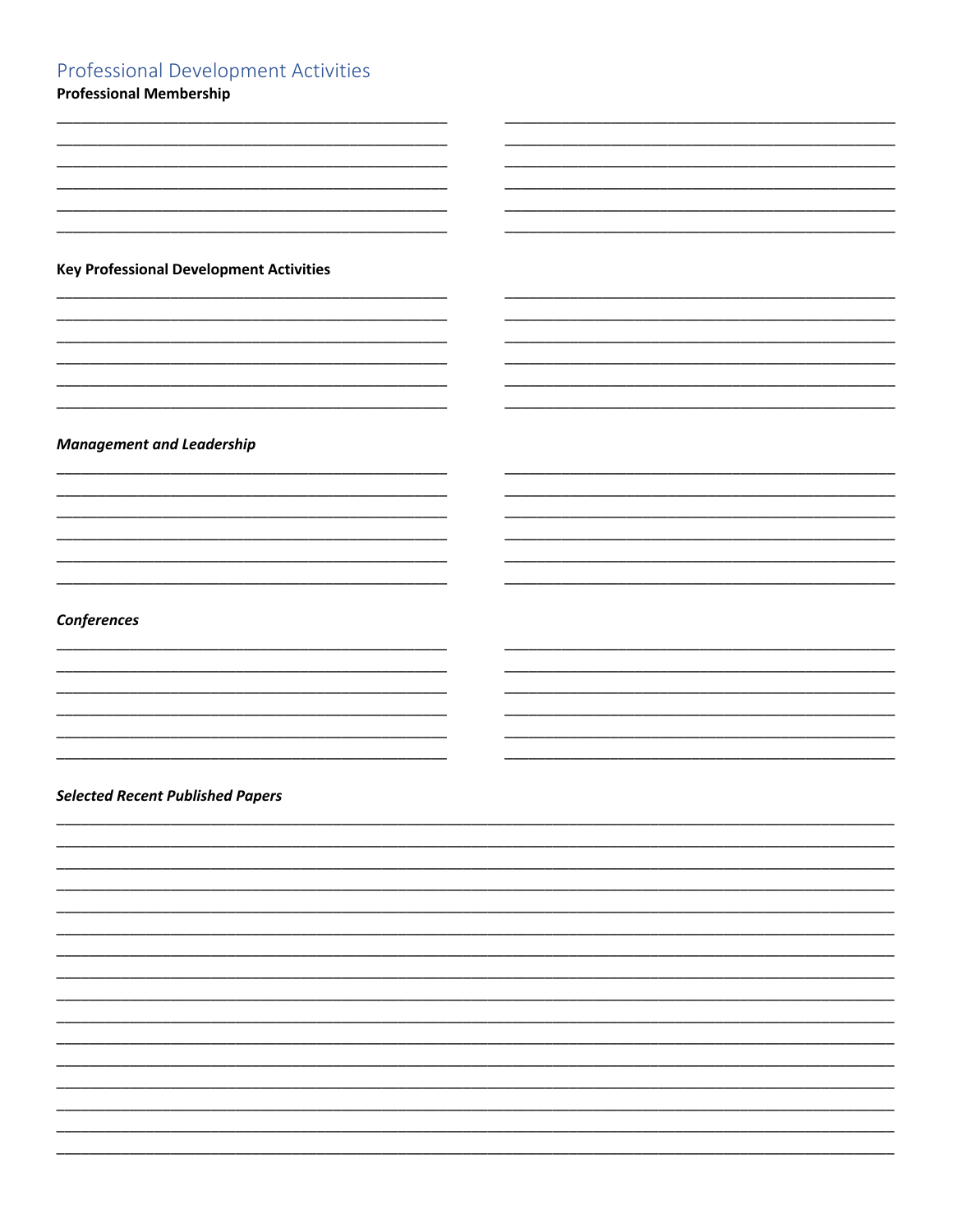## Professional Development Activities

**Professional Membership**

______________________________________________ ______________________________________________
______________________________________________ ______________________________________________
______________________________________________ ______________________________________________
______________________________________________ ______________________________________________
______________________________________________ ______________________________________________
______________________________________________ ______________________________________________

**Key Professional Development Activities**

______________________________________________ ______________________________________________
______________________________________________ ______________________________________________
______________________________________________ ______________________________________________
______________________________________________ ______________________________________________
______________________________________________ ______________________________________________
______________________________________________ ______________________________________________

***Management and Leadership***

______________________________________________ ______________________________________________
______________________________________________ ______________________________________________
______________________________________________ ______________________________________________
______________________________________________ ______________________________________________
______________________________________________ ______________________________________________
______________________________________________ ______________________________________________

***Conferences***

______________________________________________ ______________________________________________
______________________________________________ ______________________________________________
______________________________________________ ______________________________________________
______________________________________________ ______________________________________________
______________________________________________ ______________________________________________
______________________________________________ ______________________________________________

***Selected Recent Published Papers***

______________________________________________________________________________________________
______________________________________________________________________________________________
______________________________________________________________________________________________
______________________________________________________________________________________________
______________________________________________________________________________________________
______________________________________________________________________________________________
______________________________________________________________________________________________
______________________________________________________________________________________________
______________________________________________________________________________________________
______________________________________________________________________________________________
______________________________________________________________________________________________
______________________________________________________________________________________________
______________________________________________________________________________________________
______________________________________________________________________________________________
______________________________________________________________________________________________
______________________________________________________________________________________________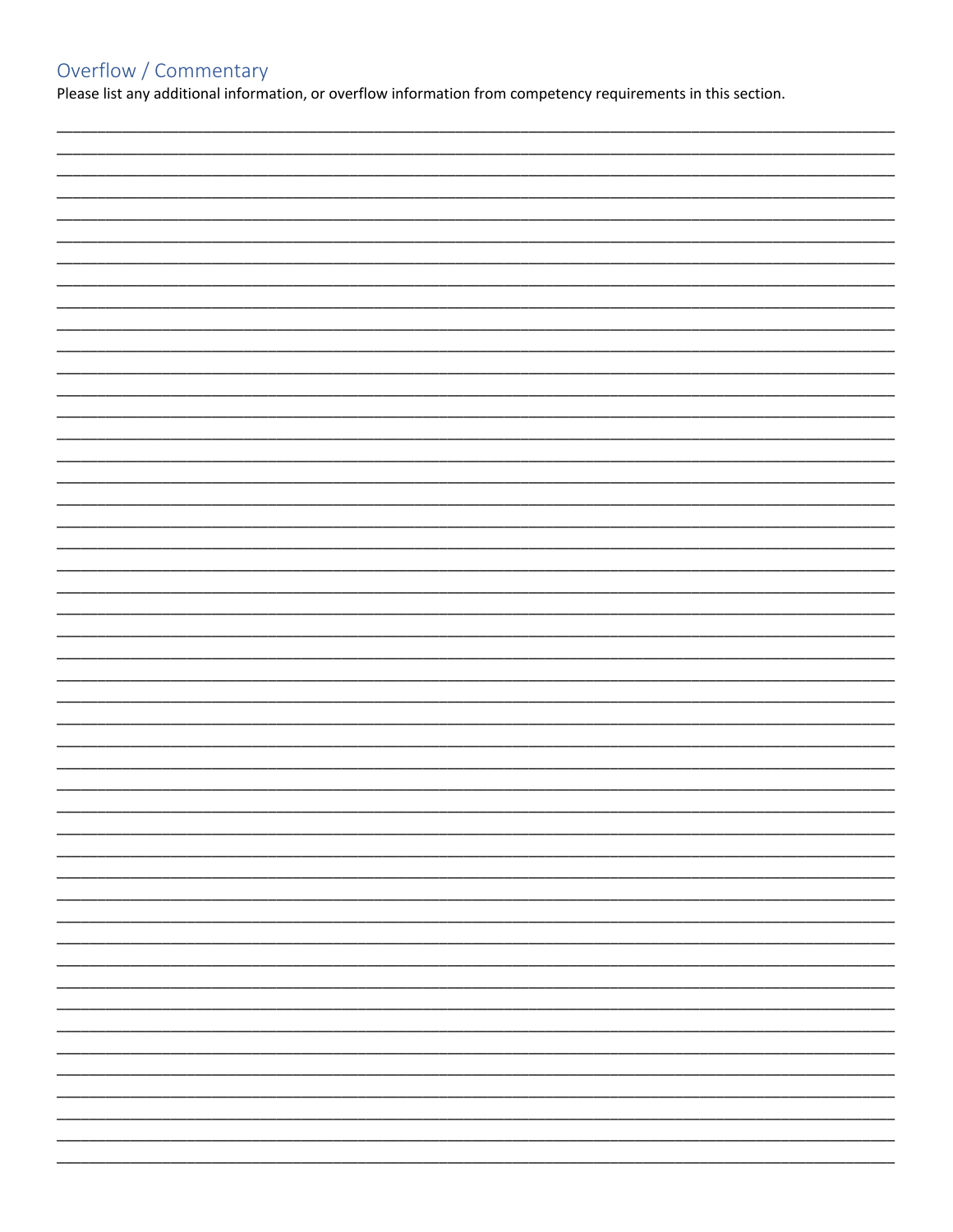## Overflow / Commentary

Please list any additional information, or overflow information from competency requirements in this section.